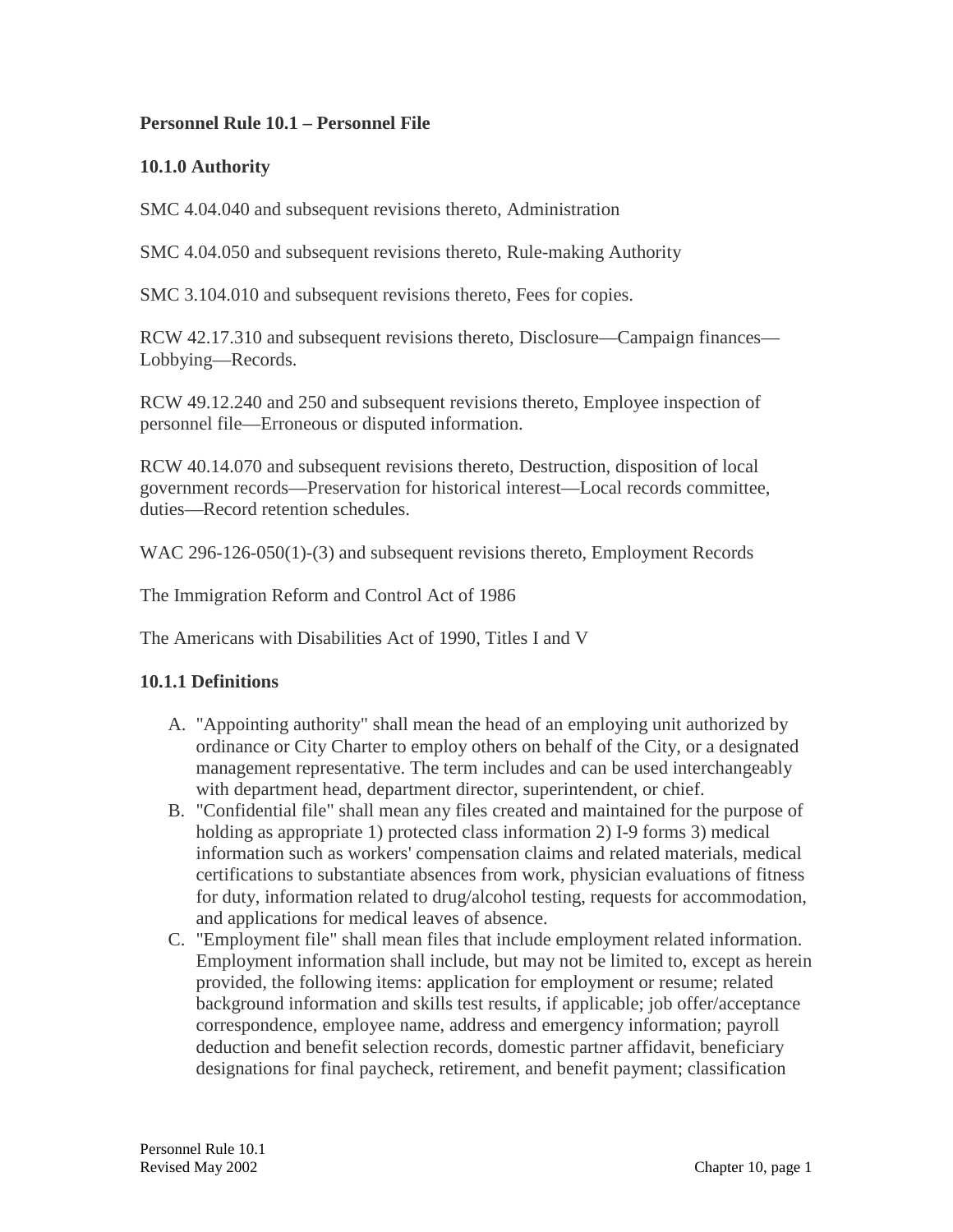**Personnel Rule 10.1 – Personnel File**

**10.1.0 Authority**

SMC 4.04.040 and subsequent revisions thereto, Administration

SMC 4.04.050 and subsequent revisions thereto, Rule-making Authority

SMC 3.104.010 and subsequent revisions thereto, Fees for copies.

RCW 42.17.310 and subsequent revisions thereto, Disclosure—Campaign finances—Lobbying—Records.

RCW 49.12.240 and 250 and subsequent revisions thereto, Employee inspection of personnel file—Erroneous or disputed information.

RCW 40.14.070 and subsequent revisions thereto, Destruction, disposition of local government records—Preservation for historical interest—Local records committee, duties—Record retention schedules.

WAC 296-126-050(1)-(3) and subsequent revisions thereto, Employment Records

The Immigration Reform and Control Act of 1986

The Americans with Disabilities Act of 1990, Titles I and V

**10.1.1 Definitions**

A. "Appointing authority" shall mean the head of an employing unit authorized by ordinance or City Charter to employ others on behalf of the City, or a designated management representative. The term includes and can be used interchangeably with department head, department director, superintendent, or chief.
B. "Confidential file" shall mean any files created and maintained for the purpose of holding as appropriate 1) protected class information 2) I-9 forms 3) medical information such as workers' compensation claims and related materials, medical certifications to substantiate absences from work, physician evaluations of fitness for duty, information related to drug/alcohol testing, requests for accommodation, and applications for medical leaves of absence.
C. "Employment file" shall mean files that include employment related information. Employment information shall include, but may not be limited to, except as herein provided, the following items: application for employment or resume; related background information and skills test results, if applicable; job offer/acceptance correspondence, employee name, address and emergency information; payroll deduction and benefit selection records, domestic partner affidavit, beneficiary designations for final paycheck, retirement, and benefit payment; classification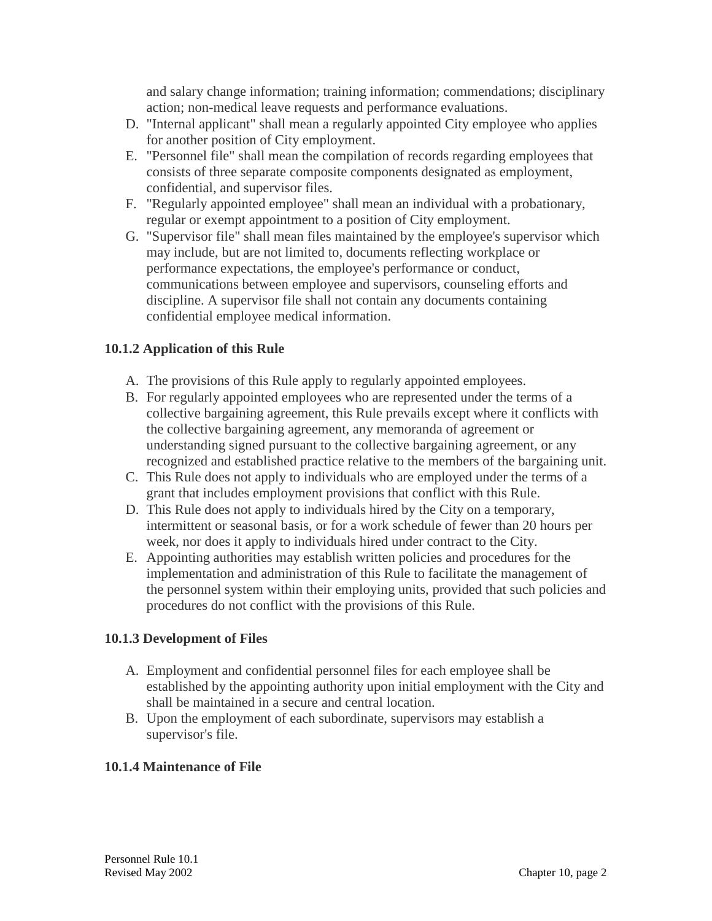and salary change information; training information; commendations; disciplinary action; non-medical leave requests and performance evaluations.

D. "Internal applicant" shall mean a regularly appointed City employee who applies for another position of City employment.
E. "Personnel file" shall mean the compilation of records regarding employees that consists of three separate composite components designated as employment, confidential, and supervisor files.
F. "Regularly appointed employee" shall mean an individual with a probationary, regular or exempt appointment to a position of City employment.
G. "Supervisor file" shall mean files maintained by the employee's supervisor which may include, but are not limited to, documents reflecting workplace or performance expectations, the employee's performance or conduct, communications between employee and supervisors, counseling efforts and discipline. A supervisor file shall not contain any documents containing confidential employee medical information.

### 10.1.2 Application of this Rule

A. The provisions of this Rule apply to regularly appointed employees.
B. For regularly appointed employees who are represented under the terms of a collective bargaining agreement, this Rule prevails except where it conflicts with the collective bargaining agreement, any memoranda of agreement or understanding signed pursuant to the collective bargaining agreement, or any recognized and established practice relative to the members of the bargaining unit.
C. This Rule does not apply to individuals who are employed under the terms of a grant that includes employment provisions that conflict with this Rule.
D. This Rule does not apply to individuals hired by the City on a temporary, intermittent or seasonal basis, or for a work schedule of fewer than 20 hours per week, nor does it apply to individuals hired under contract to the City.
E. Appointing authorities may establish written policies and procedures for the implementation and administration of this Rule to facilitate the management of the personnel system within their employing units, provided that such policies and procedures do not conflict with the provisions of this Rule.

### 10.1.3 Development of Files

A. Employment and confidential personnel files for each employee shall be established by the appointing authority upon initial employment with the City and shall be maintained in a secure and central location.
B. Upon the employment of each subordinate, supervisors may establish a supervisor's file.

### 10.1.4 Maintenance of File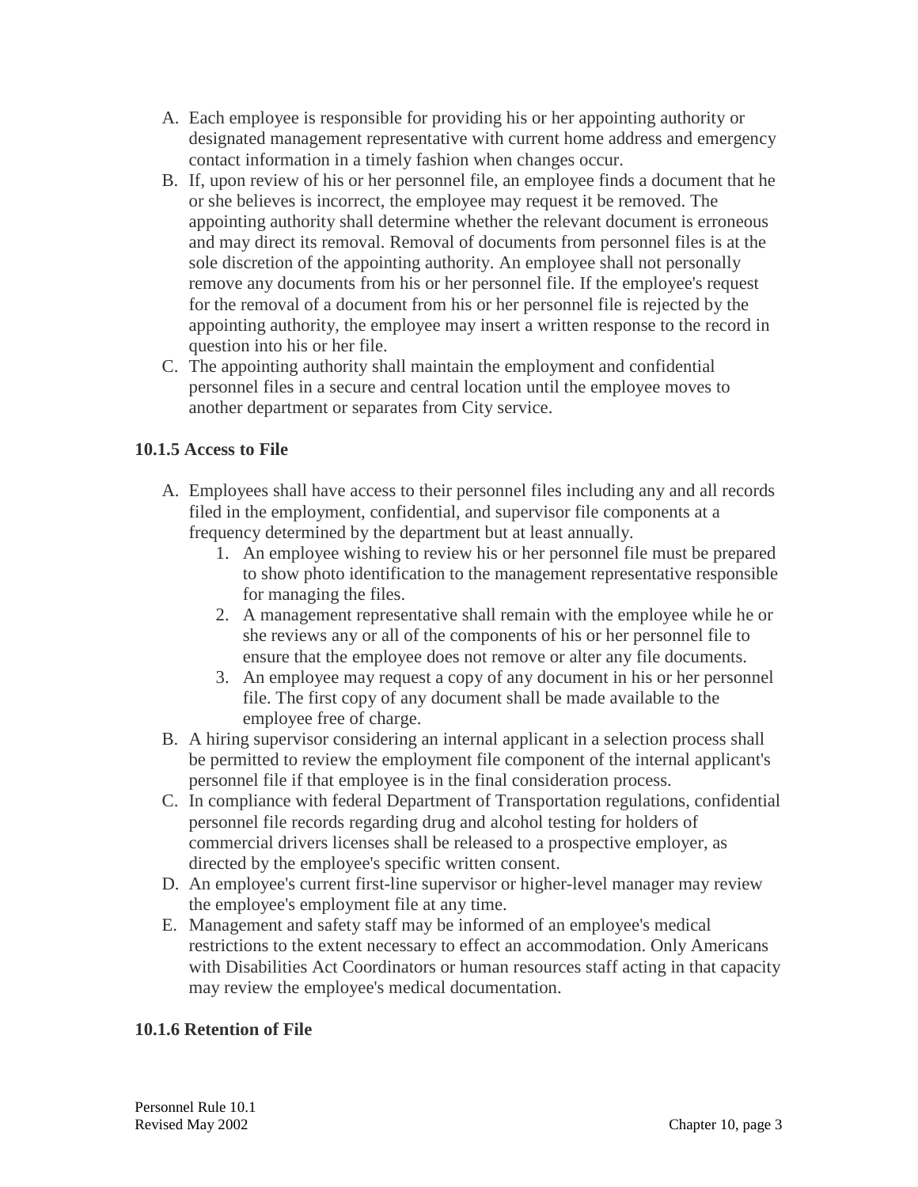A. Each employee is responsible for providing his or her appointing authority or designated management representative with current home address and emergency contact information in a timely fashion when changes occur.
B. If, upon review of his or her personnel file, an employee finds a document that he or she believes is incorrect, the employee may request it be removed. The appointing authority shall determine whether the relevant document is erroneous and may direct its removal. Removal of documents from personnel files is at the sole discretion of the appointing authority. An employee shall not personally remove any documents from his or her personnel file. If the employee's request for the removal of a document from his or her personnel file is rejected by the appointing authority, the employee may insert a written response to the record in question into his or her file.
C. The appointing authority shall maintain the employment and confidential personnel files in a secure and central location until the employee moves to another department or separates from City service.

### 10.1.5 Access to File

A. Employees shall have access to their personnel files including any and all records filed in the employment, confidential, and supervisor file components at a frequency determined by the department but at least annually.
    1. An employee wishing to review his or her personnel file must be prepared to show photo identification to the management representative responsible for managing the files.
    2. A management representative shall remain with the employee while he or she reviews any or all of the components of his or her personnel file to ensure that the employee does not remove or alter any file documents.
    3. An employee may request a copy of any document in his or her personnel file. The first copy of any document shall be made available to the employee free of charge.
B. A hiring supervisor considering an internal applicant in a selection process shall be permitted to review the employment file component of the internal applicant's personnel file if that employee is in the final consideration process.
C. In compliance with federal Department of Transportation regulations, confidential personnel file records regarding drug and alcohol testing for holders of commercial drivers licenses shall be released to a prospective employer, as directed by the employee's specific written consent.
D. An employee's current first-line supervisor or higher-level manager may review the employee's employment file at any time.
E. Management and safety staff may be informed of an employee's medical restrictions to the extent necessary to effect an accommodation. Only Americans with Disabilities Act Coordinators or human resources staff acting in that capacity may review the employee's medical documentation.

### 10.1.6 Retention of File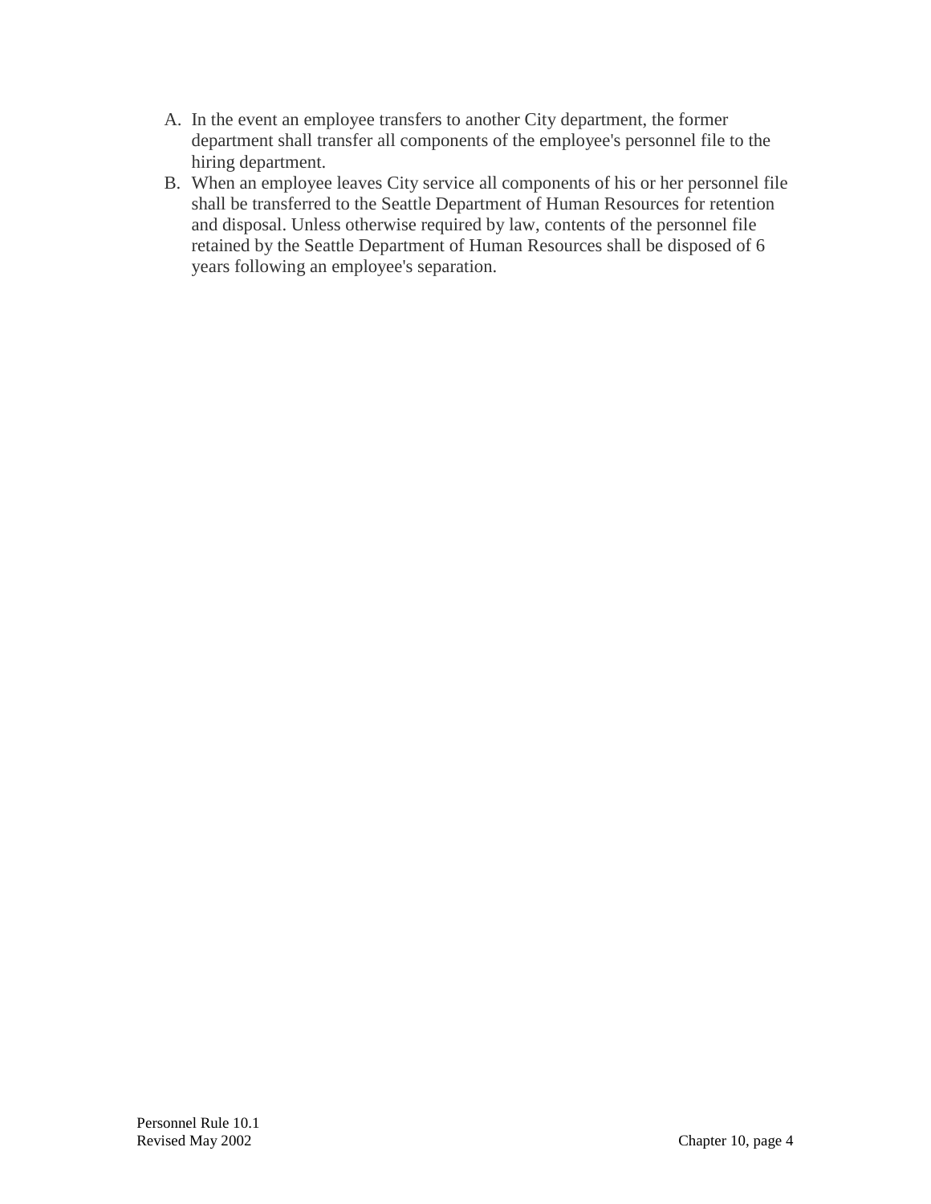A. In the event an employee transfers to another City department, the former department shall transfer all components of the employee's personnel file to the hiring department.

B. When an employee leaves City service all components of his or her personnel file shall be transferred to the Seattle Department of Human Resources for retention and disposal. Unless otherwise required by law, contents of the personnel file retained by the Seattle Department of Human Resources shall be disposed of 6 years following an employee's separation.